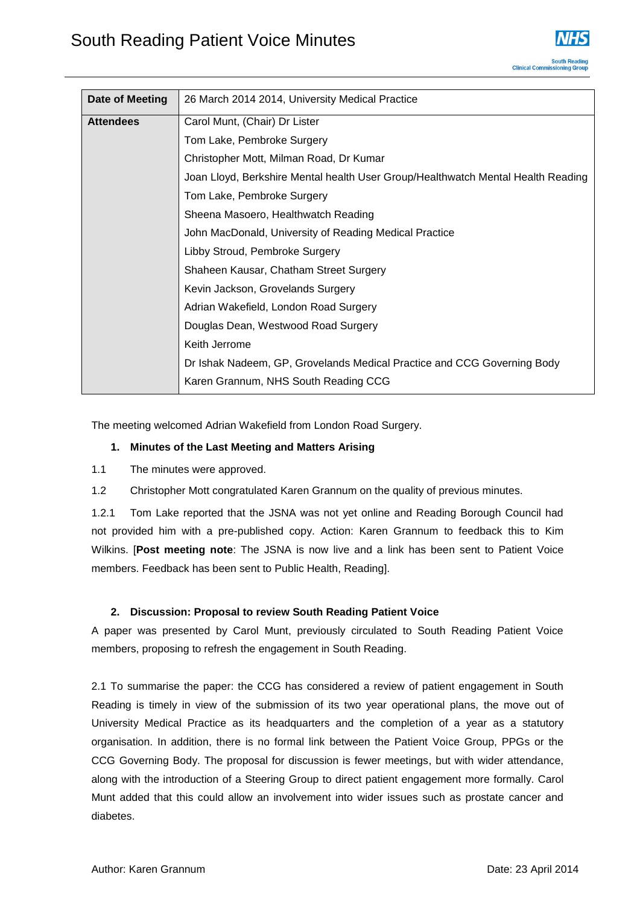# South Reading Patient Voice Minutes

| Date of Meeting | 26 March 2014 2014, University Medical Practice |
|---|---|
| Attendees | Carol Munt, (Chair) Dr Lister |
| | Tom Lake, Pembroke Surgery |
| | Christopher Mott, Milman Road, Dr Kumar |
| | Joan Lloyd, Berkshire Mental health User Group/Healthwatch Mental Health Reading |
| | Tom Lake, Pembroke Surgery |
| | Sheena Masoero, Healthwatch Reading |
| | John MacDonald, University of Reading Medical Practice |
| | Libby Stroud, Pembroke Surgery |
| | Shaheen Kausar, Chatham Street Surgery |
| | Kevin Jackson, Grovelands Surgery |
| | Adrian Wakefield, London Road Surgery |
| | Douglas Dean, Westwood Road Surgery |
| | Keith Jerrome |
| | Dr Ishak Nadeem, GP, Grovelands Medical Practice and CCG Governing Body |
| | Karen Grannum, NHS South Reading CCG |

The meeting welcomed Adrian Wakefield from London Road Surgery.

1. **Minutes of the Last Meeting and Matters Arising**

1.1 The minutes were approved.

1.2 Christopher Mott congratulated Karen Grannum on the quality of previous minutes.

1.2.1 Tom Lake reported that the JSNA was not yet online and Reading Borough Council had not provided him with a pre-published copy. Action: Karen Grannum to feedback this to Kim Wilkins. [**Post meeting note**: The JSNA is now live and a link has been sent to Patient Voice members. Feedback has been sent to Public Health, Reading].

2. **Discussion: Proposal to review South Reading Patient Voice**

A paper was presented by Carol Munt, previously circulated to South Reading Patient Voice members, proposing to refresh the engagement in South Reading.

2.1 To summarise the paper: the CCG has considered a review of patient engagement in South Reading is timely in view of the submission of its two year operational plans, the move out of University Medical Practice as its headquarters and the completion of a year as a statutory organisation. In addition, there is no formal link between the Patient Voice Group, PPGs or the CCG Governing Body. The proposal for discussion is fewer meetings, but with wider attendance, along with the introduction of a Steering Group to direct patient engagement more formally. Carol Munt added that this could allow an involvement into wider issues such as prostate cancer and diabetes.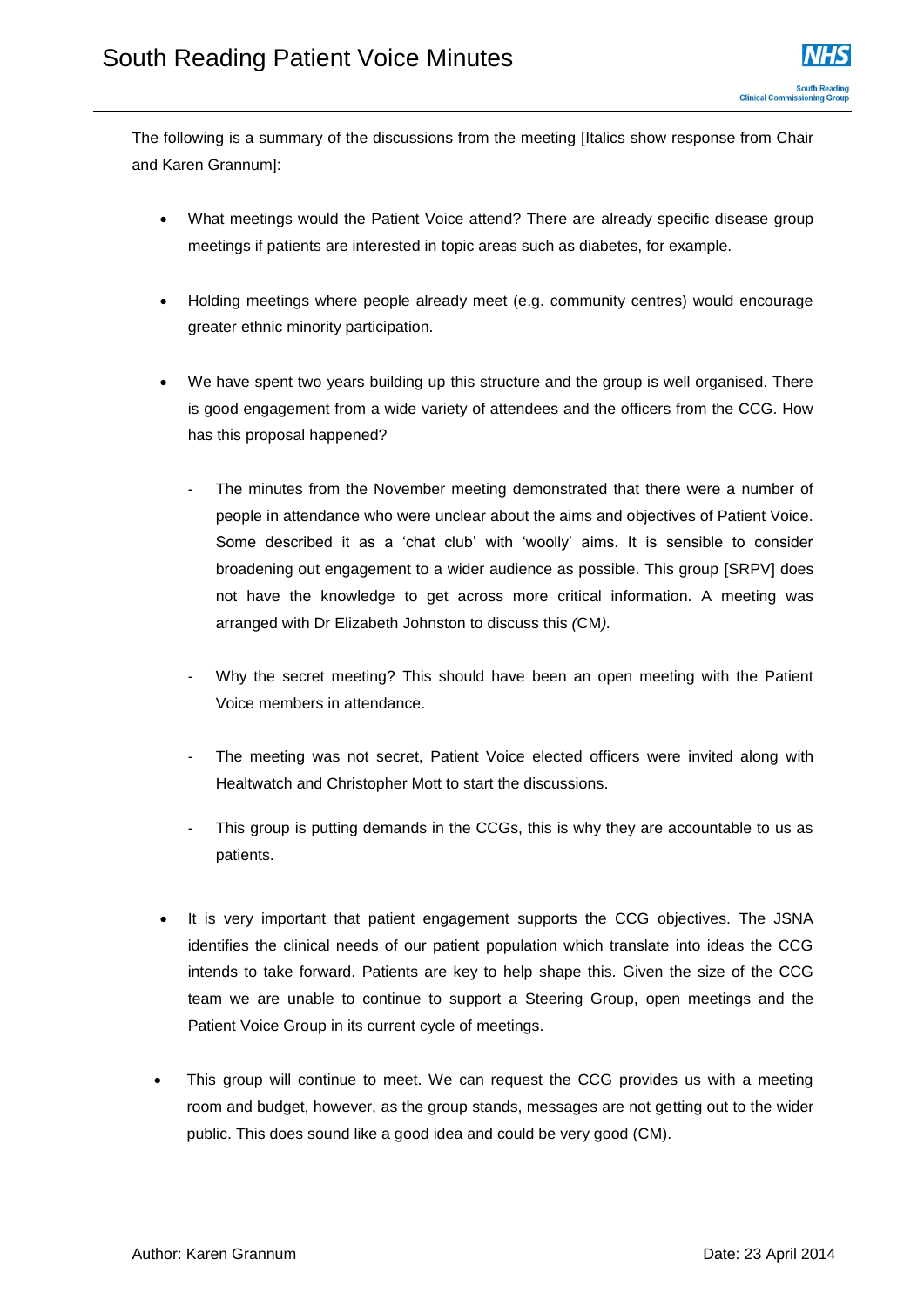The following is a summary of the discussions from the meeting [Italics show response from Chair and Karen Grannum]:

- What meetings would the Patient Voice attend? There are already specific disease group meetings if patients are interested in topic areas such as diabetes, for example.

- Holding meetings where people already meet (e.g. community centres) would encourage greater ethnic minority participation.

- We have spent two years building up this structure and the group is well organised. There is good engagement from a wide variety of attendees and the officers from the CCG. How has this proposal happened?

    - The minutes from the November meeting demonstrated that there were a number of people in attendance who were unclear about the aims and objectives of Patient Voice. Some described it as a 'chat club' with 'woolly' aims. It is sensible to consider broadening out engagement to a wider audience as possible. This group [SRPV] does not have the knowledge to get across more critical information. A meeting was arranged with Dr Elizabeth Johnston to discuss this *(CM).*

    - Why the secret meeting? This should have been an open meeting with the Patient Voice members in attendance.

    - The meeting was not secret, Patient Voice elected officers were invited along with Healtwatch and Christopher Mott to start the discussions.

    - This group is putting demands in the CCGs, this is why they are accountable to us as patients.

- It is very important that patient engagement supports the CCG objectives. The JSNA identifies the clinical needs of our patient population which translate into ideas the CCG intends to take forward. Patients are key to help shape this. Given the size of the CCG team we are unable to continue to support a Steering Group, open meetings and the Patient Voice Group in its current cycle of meetings.

- This group will continue to meet. We can request the CCG provides us with a meeting room and budget, however, as the group stands, messages are not getting out to the wider public. This does sound like a good idea and could be very good (CM).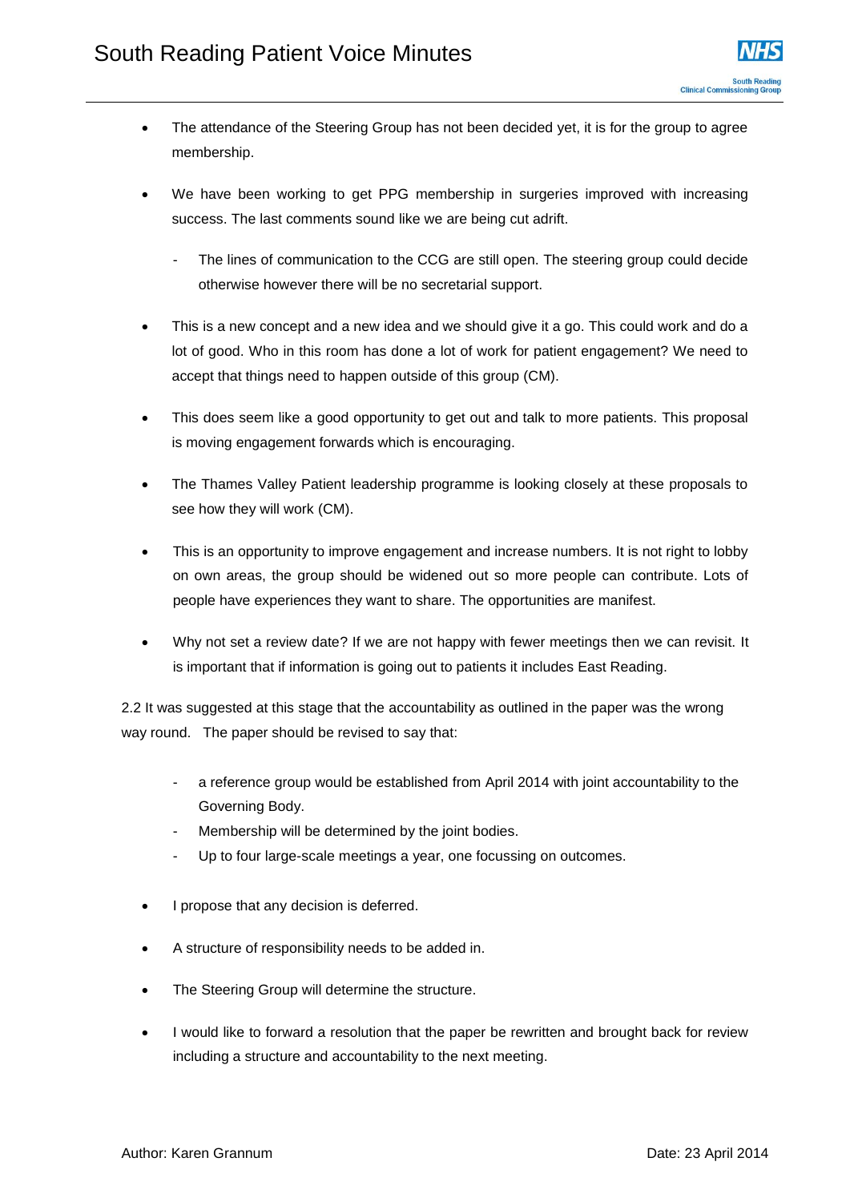- The attendance of the Steering Group has not been decided yet, it is for the group to agree membership.

- We have been working to get PPG membership in surgeries improved with increasing success. The last comments sound like we are being cut adrift.

  - The lines of communication to the CCG are still open. The steering group could decide otherwise however there will be no secretarial support.

- This is a new concept and a new idea and we should give it a go. This could work and do a lot of good. Who in this room has done a lot of work for patient engagement? We need to accept that things need to happen outside of this group (CM).

- This does seem like a good opportunity to get out and talk to more patients. This proposal is moving engagement forwards which is encouraging.

- The Thames Valley Patient leadership programme is looking closely at these proposals to see how they will work (CM).

- This is an opportunity to improve engagement and increase numbers. It is not right to lobby on own areas, the group should be widened out so more people can contribute. Lots of people have experiences they want to share. The opportunities are manifest.

- Why not set a review date? If we are not happy with fewer meetings then we can revisit. It is important that if information is going out to patients it includes East Reading.

2.2 It was suggested at this stage that the accountability as outlined in the paper was the wrong way round. The paper should be revised to say that:

- a reference group would be established from April 2014 with joint accountability to the Governing Body.
- Membership will be determined by the joint bodies.
- Up to four large-scale meetings a year, one focussing on outcomes.

- I propose that any decision is deferred.

- A structure of responsibility needs to be added in.

- The Steering Group will determine the structure.

- I would like to forward a resolution that the paper be rewritten and brought back for review including a structure and accountability to the next meeting.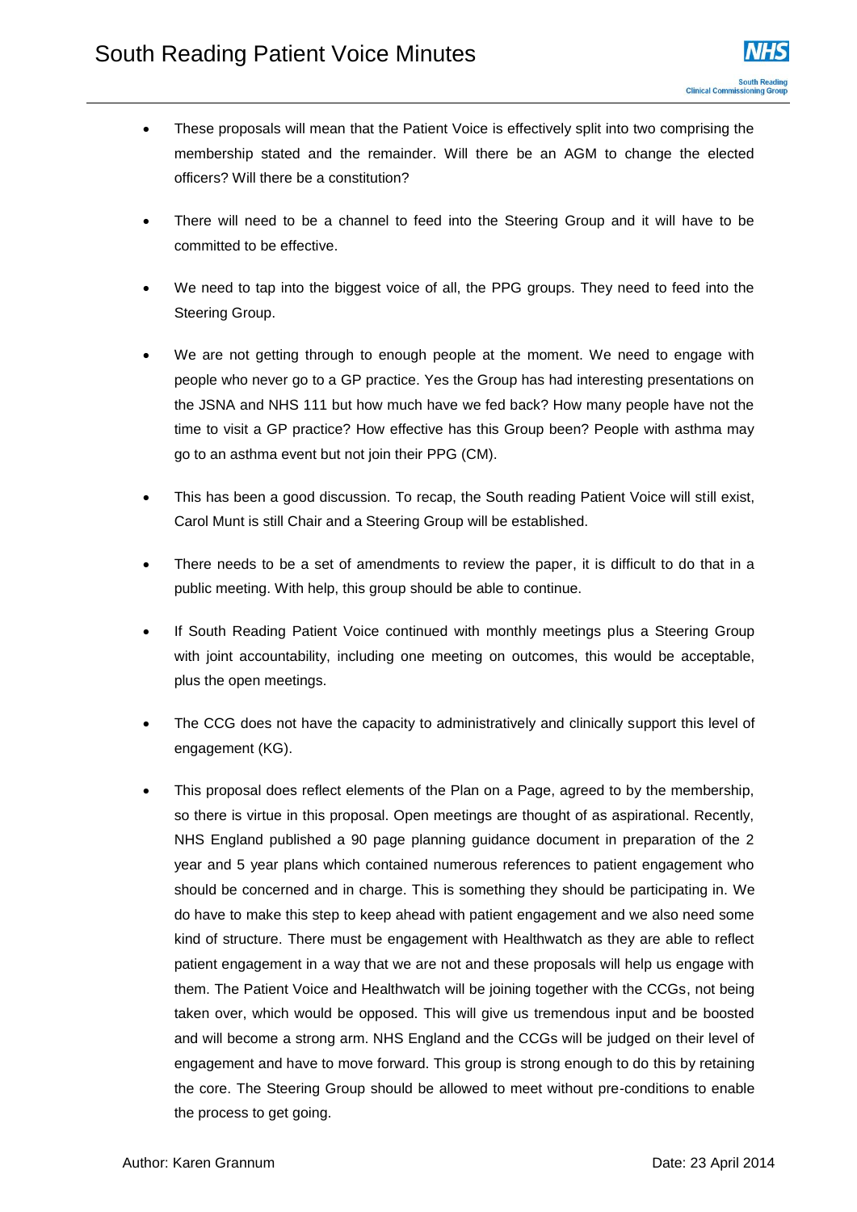- These proposals will mean that the Patient Voice is effectively split into two comprising the membership stated and the remainder. Will there be an AGM to change the elected officers? Will there be a constitution?

- There will need to be a channel to feed into the Steering Group and it will have to be committed to be effective.

- We need to tap into the biggest voice of all, the PPG groups. They need to feed into the Steering Group.

- We are not getting through to enough people at the moment. We need to engage with people who never go to a GP practice. Yes the Group has had interesting presentations on the JSNA and NHS 111 but how much have we fed back? How many people have not the time to visit a GP practice? How effective has this Group been? People with asthma may go to an asthma event but not join their PPG (CM).

- This has been a good discussion. To recap, the South reading Patient Voice will still exist, Carol Munt is still Chair and a Steering Group will be established.

- There needs to be a set of amendments to review the paper, it is difficult to do that in a public meeting. With help, this group should be able to continue.

- If South Reading Patient Voice continued with monthly meetings plus a Steering Group with joint accountability, including one meeting on outcomes, this would be acceptable, plus the open meetings.

- The CCG does not have the capacity to administratively and clinically support this level of engagement (KG).

- This proposal does reflect elements of the Plan on a Page, agreed to by the membership, so there is virtue in this proposal. Open meetings are thought of as aspirational. Recently, NHS England published a 90 page planning guidance document in preparation of the 2 year and 5 year plans which contained numerous references to patient engagement who should be concerned and in charge. This is something they should be participating in. We do have to make this step to keep ahead with patient engagement and we also need some kind of structure. There must be engagement with Healthwatch as they are able to reflect patient engagement in a way that we are not and these proposals will help us engage with them. The Patient Voice and Healthwatch will be joining together with the CCGs, not being taken over, which would be opposed. This will give us tremendous input and be boosted and will become a strong arm. NHS England and the CCGs will be judged on their level of engagement and have to move forward. This group is strong enough to do this by retaining the core. The Steering Group should be allowed to meet without pre-conditions to enable the process to get going.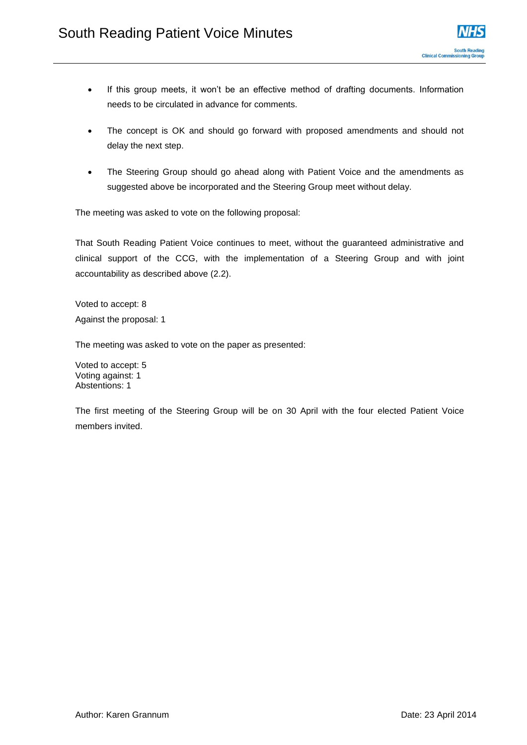- If this group meets, it won't be an effective method of drafting documents. Information needs to be circulated in advance for comments.
- The concept is OK and should go forward with proposed amendments and should not delay the next step.
- The Steering Group should go ahead along with Patient Voice and the amendments as suggested above be incorporated and the Steering Group meet without delay.

The meeting was asked to vote on the following proposal:

That South Reading Patient Voice continues to meet, without the guaranteed administrative and clinical support of the CCG, with the implementation of a Steering Group and with joint accountability as described above (2.2).

Voted to accept: 8
Against the proposal: 1

The meeting was asked to vote on the paper as presented:

Voted to accept: 5
Voting against: 1
Abstentions: 1

The first meeting of the Steering Group will be on 30 April with the four elected Patient Voice members invited.